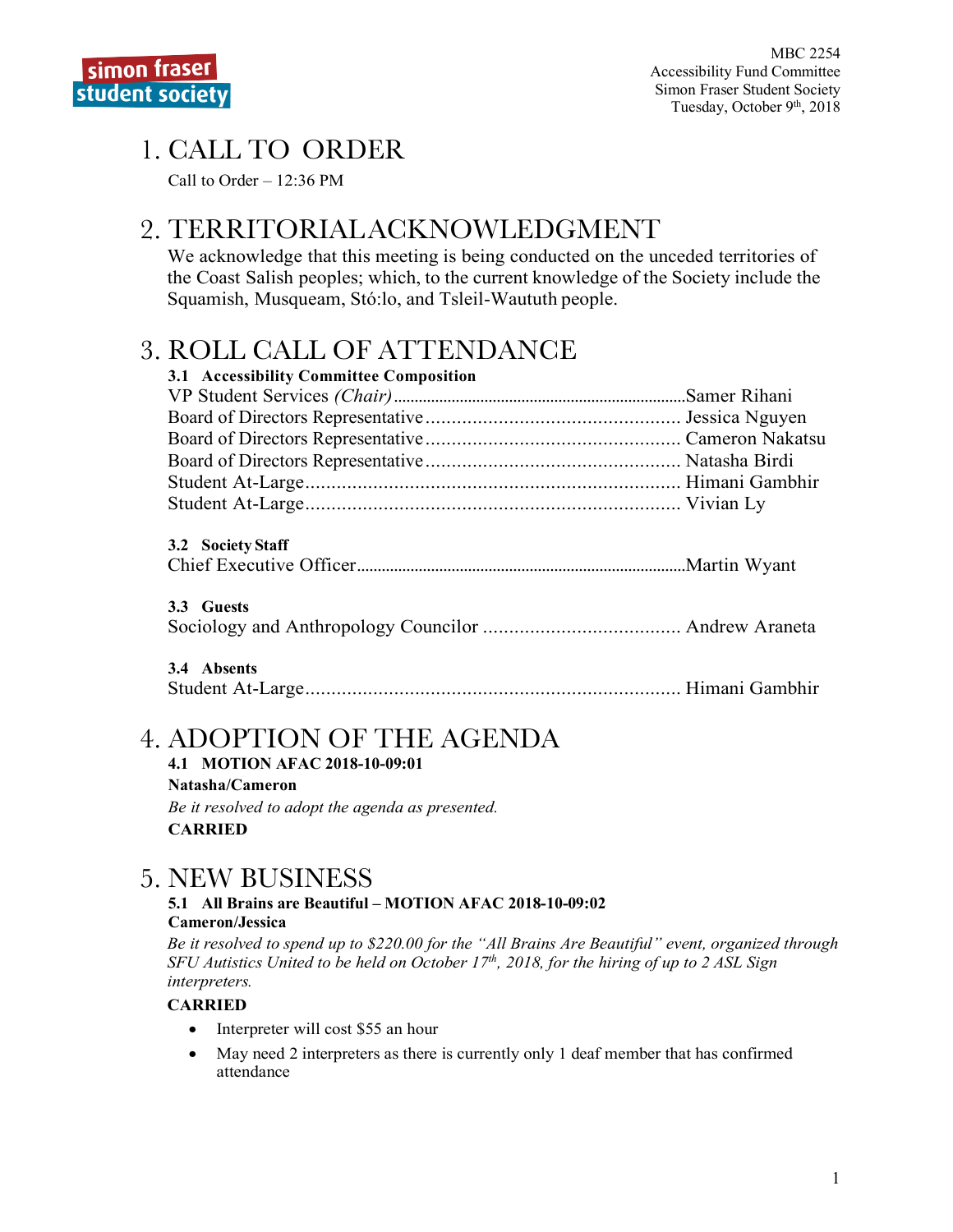MBC 2254
Accessibility Fund Committee
Simon Fraser Student Society
Tuesday, October 9th, 2018

# 1. CALL TO ORDER

Call to Order – 12:36 PM

# 2. TERRITORIAL ACKNOWLEDGMENT

We acknowledge that this meeting is being conducted on the unceded territories of the Coast Salish peoples; which, to the current knowledge of the Society include the Squamish, Musqueam, Stó:lo, and Tsleil-Waututh people.

# 3. ROLL CALL OF ATTENDANCE

### 3.1 Accessibility Committee Composition

VP Student Services *(Chair)* .......... Samer Rihani
Board of Directors Representative .......... Jessica Nguyen
Board of Directors Representative .......... Cameron Nakatsu
Board of Directors Representative .......... Natasha Birdi
Student At-Large .......... Himani Gambhir
Student At-Large .......... Vivian Ly

### 3.2 Society Staff

Chief Executive Officer .......... Martin Wyant

### 3.3 Guests

Sociology and Anthropology Councilor .......... Andrew Araneta

### 3.4 Absents

Student At-Large .......... Himani Gambhir

# 4. ADOPTION OF THE AGENDA

### 4.1 MOTION AFAC 2018-10-09:01

**Natasha/Cameron**

*Be it resolved to adopt the agenda as presented.*

**CARRIED**

# 5. NEW BUSINESS

### 5.1 All Brains are Beautiful – MOTION AFAC 2018-10-09:02

**Cameron/Jessica**

*Be it resolved to spend up to $220.00 for the "All Brains Are Beautiful" event, organized through SFU Autistics United to be held on October 17th, 2018, for the hiring of up to 2 ASL Sign interpreters.*

**CARRIED**

- Interpreter will cost $55 an hour
- May need 2 interpreters as there is currently only 1 deaf member that has confirmed attendance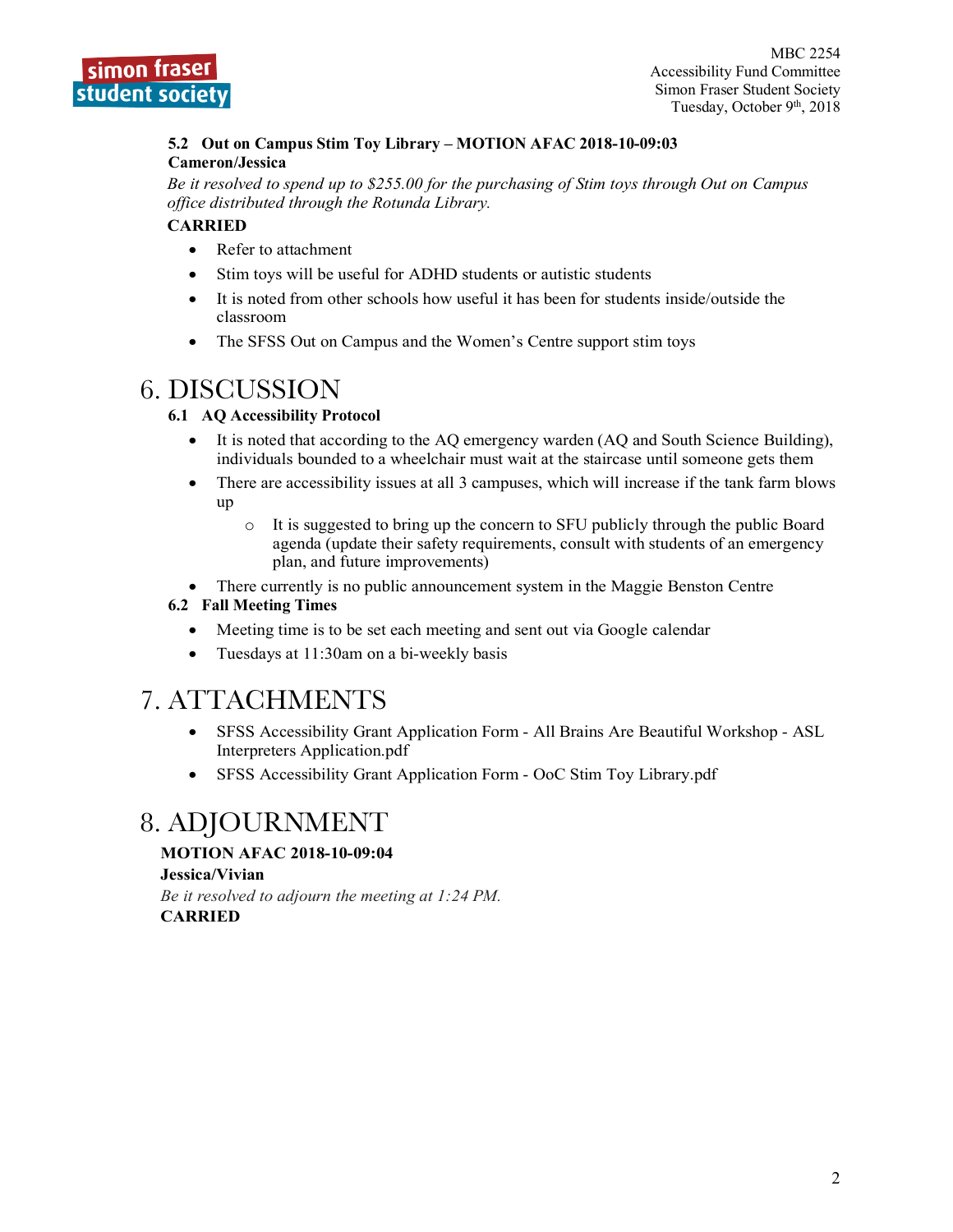### 5.2 Out on Campus Stim Toy Library – MOTION AFAC 2018-10-09:03

**Cameron/Jessica**

*Be it resolved to spend up to $255.00 for the purchasing of Stim toys through Out on Campus office distributed through the Rotunda Library.*

**CARRIED**

- Refer to attachment
- Stim toys will be useful for ADHD students or autistic students
- It is noted from other schools how useful it has been for students inside/outside the classroom
- The SFSS Out on Campus and the Women's Centre support stim toys

# 6. DISCUSSION

### 6.1 AQ Accessibility Protocol

- It is noted that according to the AQ emergency warden (AQ and South Science Building), individuals bounded to a wheelchair must wait at the staircase until someone gets them
- There are accessibility issues at all 3 campuses, which will increase if the tank farm blows up
  - It is suggested to bring up the concern to SFU publicly through the public Board agenda (update their safety requirements, consult with students of an emergency plan, and future improvements)
- There currently is no public announcement system in the Maggie Benston Centre

### 6.2 Fall Meeting Times

- Meeting time is to be set each meeting and sent out via Google calendar
- Tuesdays at 11:30am on a bi-weekly basis

# 7. ATTACHMENTS

- SFSS Accessibility Grant Application Form - All Brains Are Beautiful Workshop - ASL Interpreters Application.pdf
- SFSS Accessibility Grant Application Form - OoC Stim Toy Library.pdf

# 8. ADJOURNMENT

**MOTION AFAC 2018-10-09:04**

**Jessica/Vivian**

*Be it resolved to adjourn the meeting at 1:24 PM.*

**CARRIED**